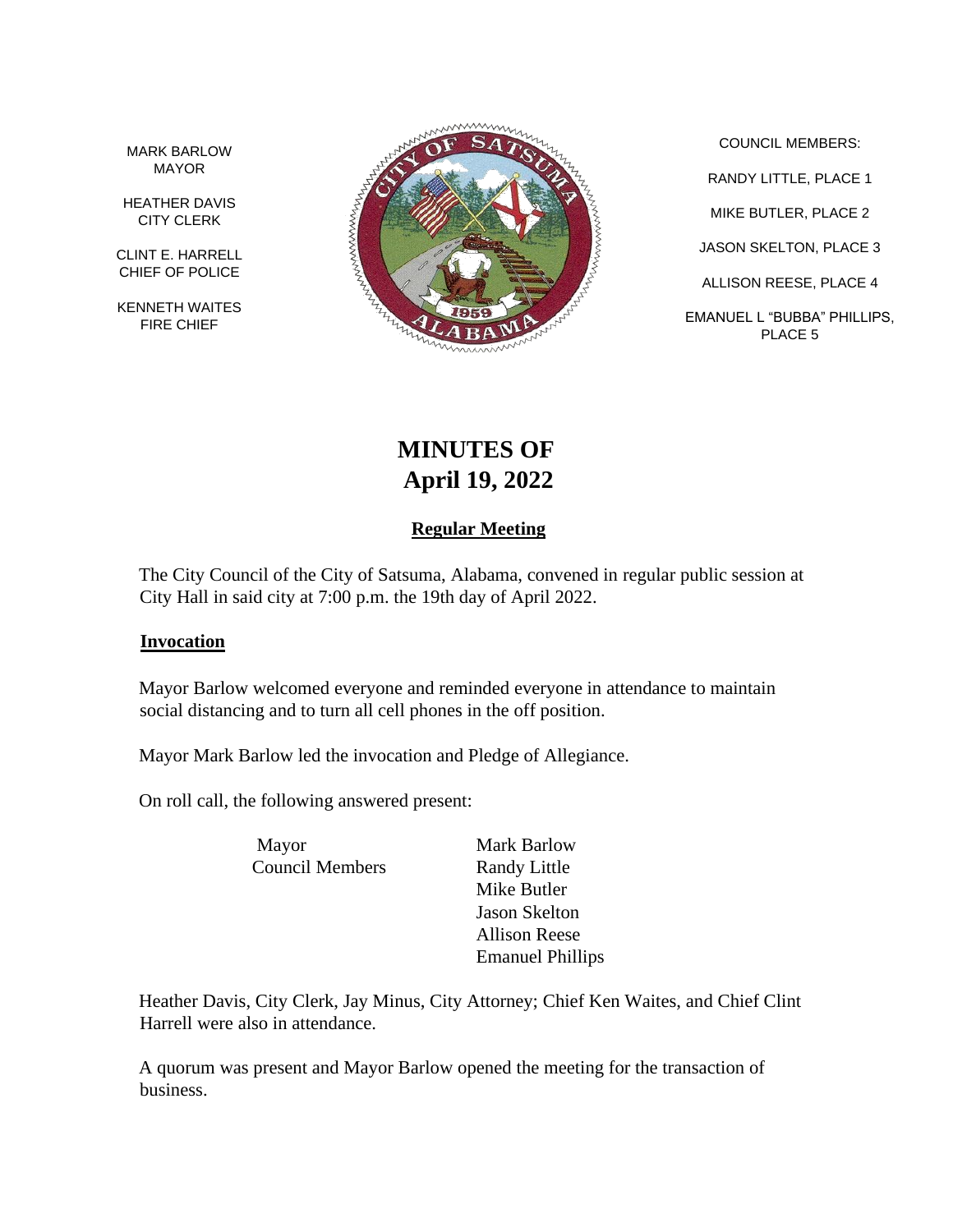MARK BARLOW
MAYOR

HEATHER DAVIS
CITY CLERK

CLINT E. HARRELL
CHIEF OF POLICE

KENNETH WAITES
FIRE CHIEF

COUNCIL MEMBERS:

RANDY LITTLE, PLACE 1

MIKE BUTLER, PLACE 2

JASON SKELTON, PLACE 3

ALLISON REESE, PLACE 4

EMANUEL L "BUBBA" PHILLIPS, PLACE 5

# MINUTES OF April 19, 2022

## Regular Meeting

The City Council of the City of Satsuma, Alabama, convened in regular public session at City Hall in said city at 7:00 p.m. the 19th day of April 2022.

### Invocation

Mayor Barlow welcomed everyone and reminded everyone in attendance to maintain social distancing and to turn all cell phones in the off position.

Mayor Mark Barlow led the invocation and Pledge of Allegiance.

On roll call, the following answered present:

| | |
|---|---|
| Mayor | Mark Barlow |
| Council Members | Randy Little |
| | Mike Butler |
| | Jason Skelton |
| | Allison Reese |
| | Emanuel Phillips |

Heather Davis, City Clerk, Jay Minus, City Attorney; Chief Ken Waites, and Chief Clint Harrell were also in attendance.

A quorum was present and Mayor Barlow opened the meeting for the transaction of business.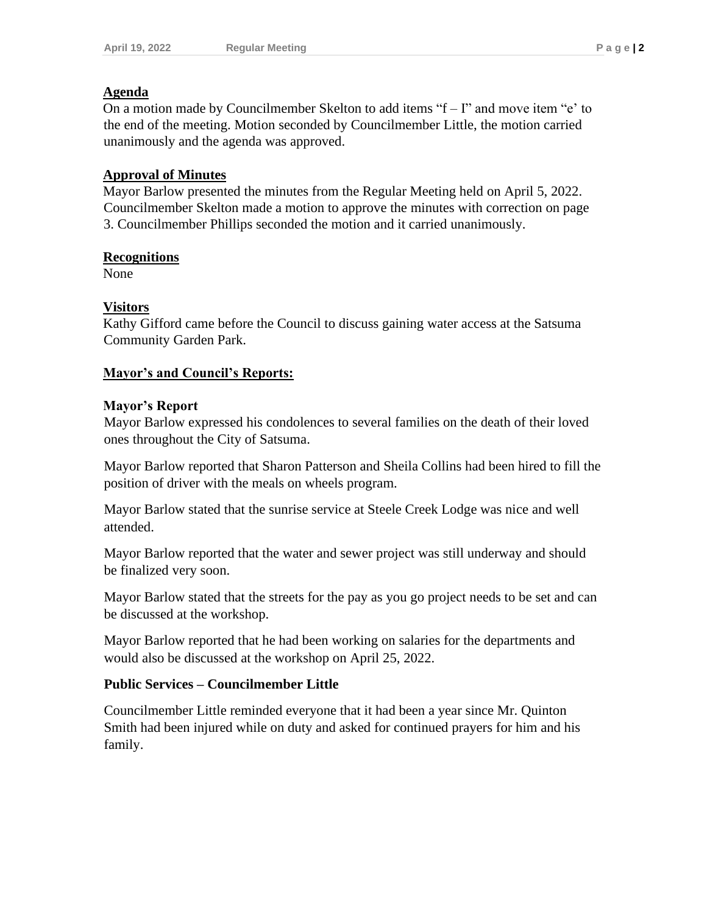**Agenda**

On a motion made by Councilmember Skelton to add items "f – I" and move item "e' to the end of the meeting. Motion seconded by Councilmember Little, the motion carried unanimously and the agenda was approved.

**Approval of Minutes**

Mayor Barlow presented the minutes from the Regular Meeting held on April 5, 2022. Councilmember Skelton made a motion to approve the minutes with correction on page 3. Councilmember Phillips seconded the motion and it carried unanimously.

**Recognitions**

None

**Visitors**

Kathy Gifford came before the Council to discuss gaining water access at the Satsuma Community Garden Park.

**Mayor's and Council's Reports:**

**Mayor's Report**

Mayor Barlow expressed his condolences to several families on the death of their loved ones throughout the City of Satsuma.

Mayor Barlow reported that Sharon Patterson and Sheila Collins had been hired to fill the position of driver with the meals on wheels program.

Mayor Barlow stated that the sunrise service at Steele Creek Lodge was nice and well attended.

Mayor Barlow reported that the water and sewer project was still underway and should be finalized very soon.

Mayor Barlow stated that the streets for the pay as you go project needs to be set and can be discussed at the workshop.

Mayor Barlow reported that he had been working on salaries for the departments and would also be discussed at the workshop on April 25, 2022.

**Public Services – Councilmember Little**

Councilmember Little reminded everyone that it had been a year since Mr. Quinton Smith had been injured while on duty and asked for continued prayers for him and his family.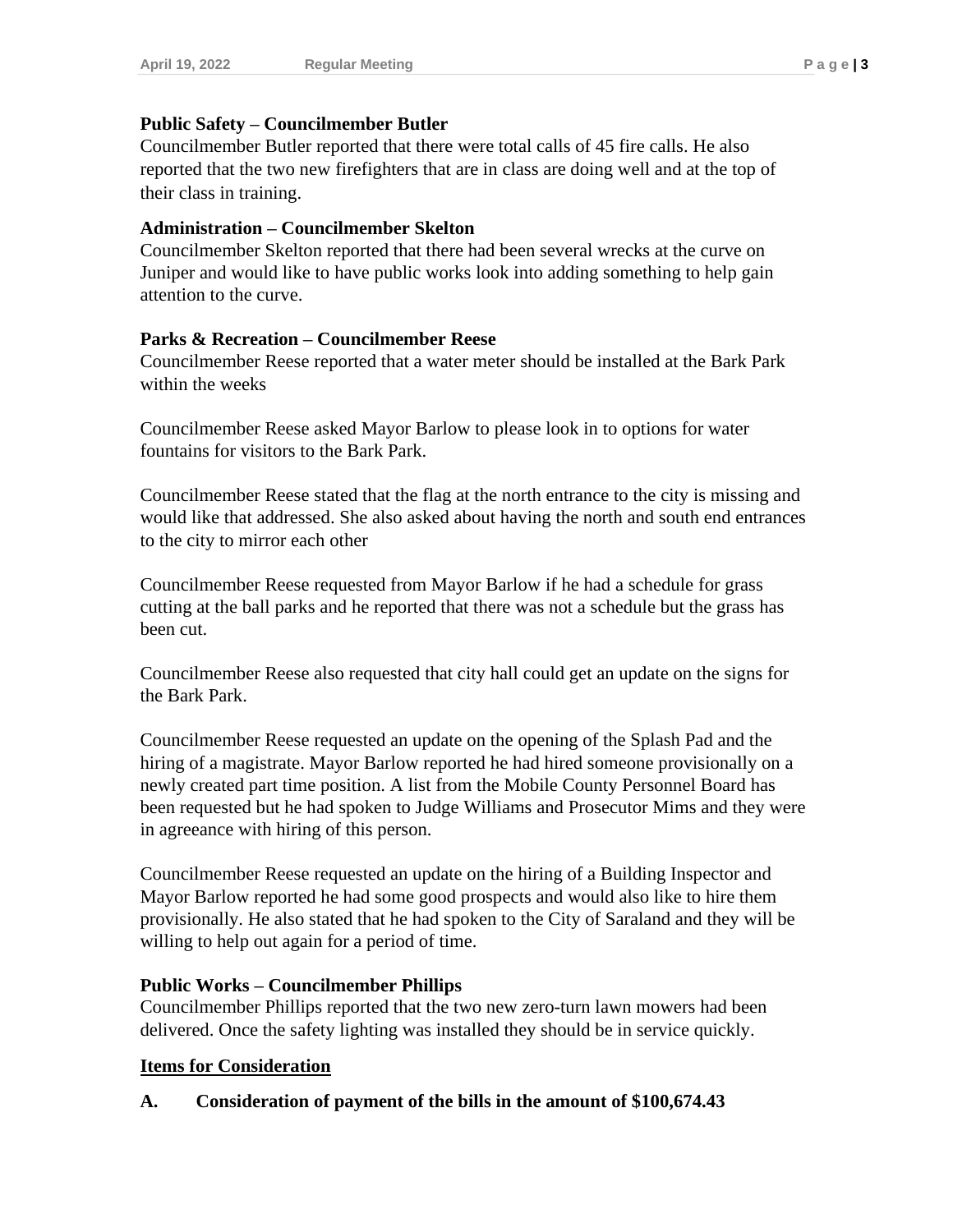**Public Safety – Councilmember Butler**
Councilmember Butler reported that there were total calls of 45 fire calls. He also reported that the two new firefighters that are in class are doing well and at the top of their class in training.

**Administration – Councilmember Skelton**
Councilmember Skelton reported that there had been several wrecks at the curve on Juniper and would like to have public works look into adding something to help gain attention to the curve.

**Parks & Recreation – Councilmember Reese**
Councilmember Reese reported that a water meter should be installed at the Bark Park within the weeks

Councilmember Reese asked Mayor Barlow to please look in to options for water fountains for visitors to the Bark Park.

Councilmember Reese stated that the flag at the north entrance to the city is missing and would like that addressed. She also asked about having the north and south end entrances to the city to mirror each other

Councilmember Reese requested from Mayor Barlow if he had a schedule for grass cutting at the ball parks and he reported that there was not a schedule but the grass has been cut.

Councilmember Reese also requested that city hall could get an update on the signs for the Bark Park.

Councilmember Reese requested an update on the opening of the Splash Pad and the hiring of a magistrate. Mayor Barlow reported he had hired someone provisionally on a newly created part time position. A list from the Mobile County Personnel Board has been requested but he had spoken to Judge Williams and Prosecutor Mims and they were in agreeance with hiring of this person.

Councilmember Reese requested an update on the hiring of a Building Inspector and Mayor Barlow reported he had some good prospects and would also like to hire them provisionally. He also stated that he had spoken to the City of Saraland and they will be willing to help out again for a period of time.

**Public Works – Councilmember Phillips**
Councilmember Phillips reported that the two new zero-turn lawn mowers had been delivered. Once the safety lighting was installed they should be in service quickly.

**<u>Items for Consideration</u>**

**A. Consideration of payment of the bills in the amount of $100,674.43**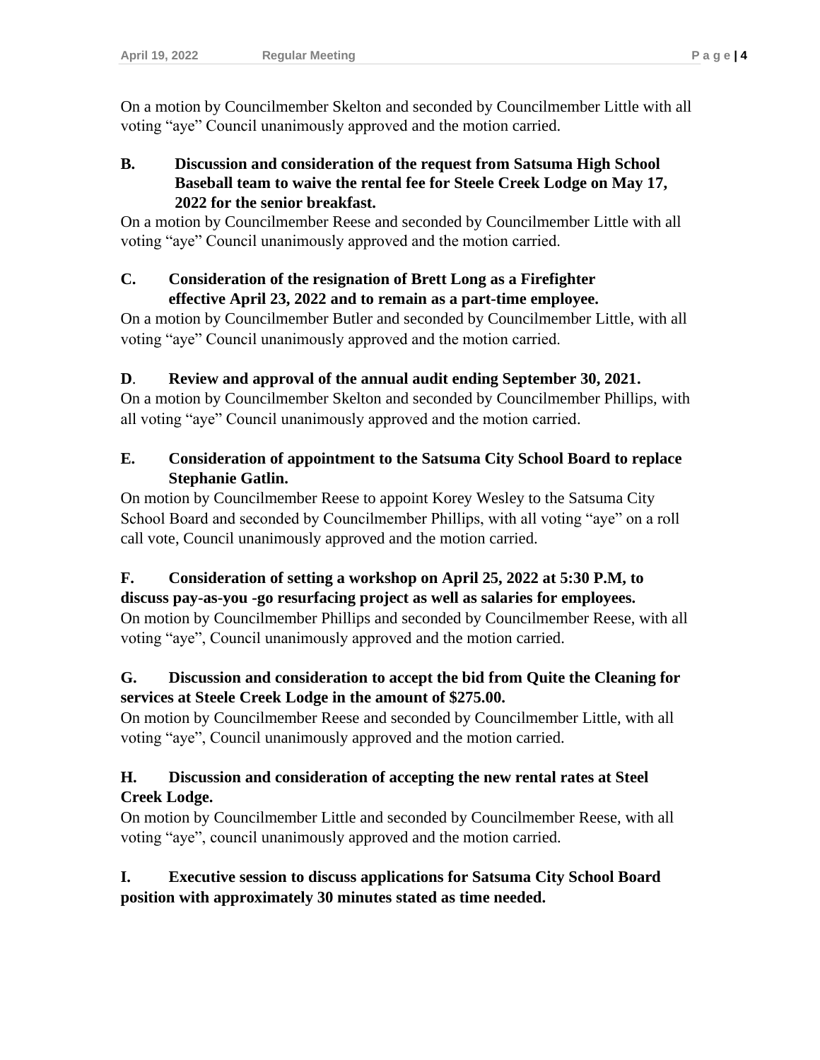On a motion by Councilmember Skelton and seconded by Councilmember Little with all voting "aye" Council unanimously approved and the motion carried.

**B. Discussion and consideration of the request from Satsuma High School Baseball team to waive the rental fee for Steele Creek Lodge on May 17, 2022 for the senior breakfast.**

On a motion by Councilmember Reese and seconded by Councilmember Little with all voting "aye" Council unanimously approved and the motion carried.

**C. Consideration of the resignation of Brett Long as a Firefighter effective April 23, 2022 and to remain as a part-time employee.**

On a motion by Councilmember Butler and seconded by Councilmember Little, with all voting "aye" Council unanimously approved and the motion carried.

**D. Review and approval of the annual audit ending September 30, 2021.**

On a motion by Councilmember Skelton and seconded by Councilmember Phillips, with all voting "aye" Council unanimously approved and the motion carried.

**E. Consideration of appointment to the Satsuma City School Board to replace Stephanie Gatlin.**

On motion by Councilmember Reese to appoint Korey Wesley to the Satsuma City School Board and seconded by Councilmember Phillips, with all voting "aye" on a roll call vote, Council unanimously approved and the motion carried.

**F. Consideration of setting a workshop on April 25, 2022 at 5:30 P.M, to discuss pay-as-you -go resurfacing project as well as salaries for employees.**

On motion by Councilmember Phillips and seconded by Councilmember Reese, with all voting "aye", Council unanimously approved and the motion carried.

**G. Discussion and consideration to accept the bid from Quite the Cleaning for services at Steele Creek Lodge in the amount of $275.00.**

On motion by Councilmember Reese and seconded by Councilmember Little, with all voting "aye", Council unanimously approved and the motion carried.

**H. Discussion and consideration of accepting the new rental rates at Steel Creek Lodge.**

On motion by Councilmember Little and seconded by Councilmember Reese, with all voting "aye", council unanimously approved and the motion carried.

**I. Executive session to discuss applications for Satsuma City School Board position with approximately 30 minutes stated as time needed.**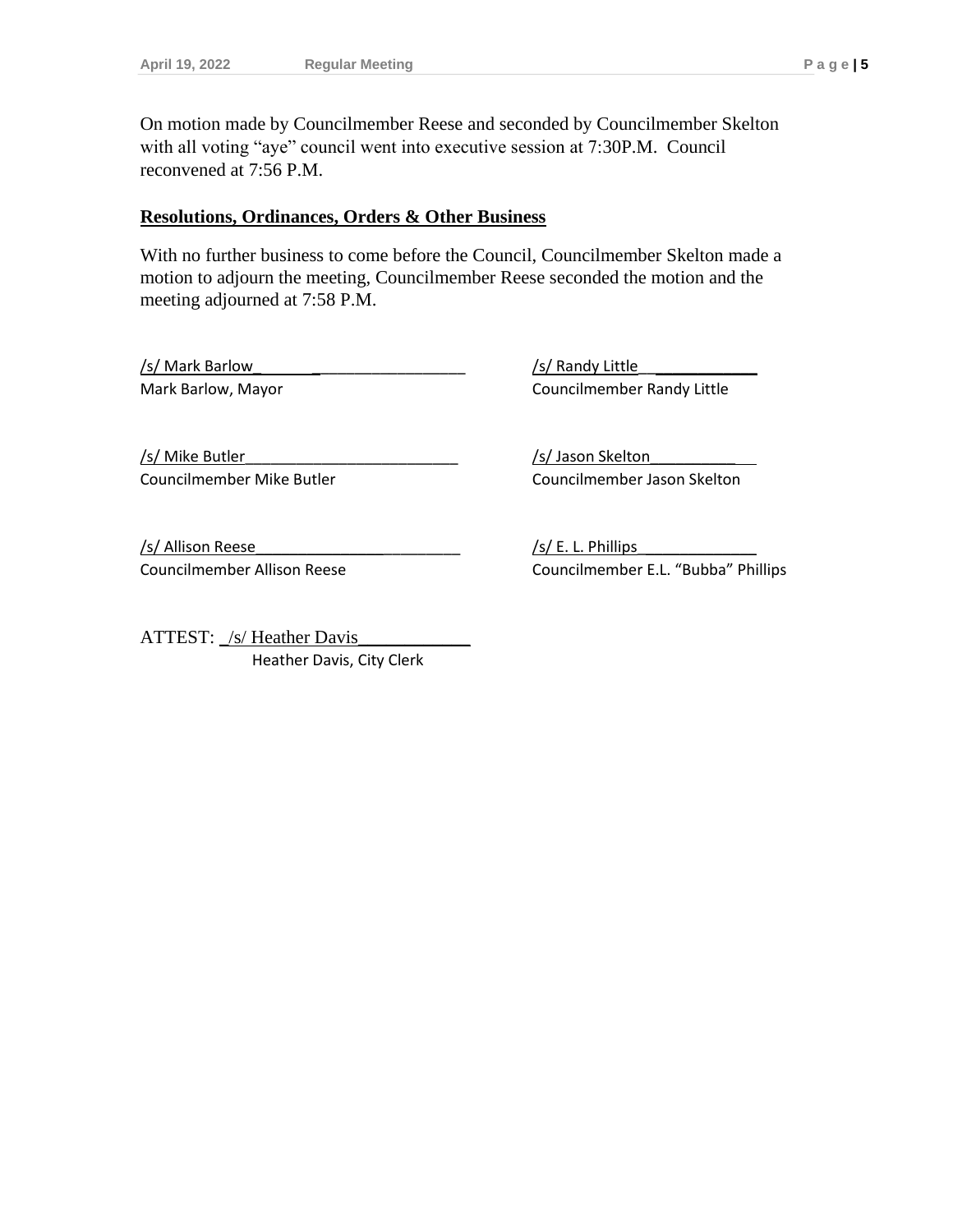On motion made by Councilmember Reese and seconded by Councilmember Skelton with all voting "aye" council went into executive session at 7:30P.M. Council reconvened at 7:56 P.M.

## Resolutions, Ordinances, Orders & Other Business

With no further business to come before the Council, Councilmember Skelton made a motion to adjourn the meeting, Councilmember Reese seconded the motion and the meeting adjourned at 7:58 P.M.

/s/ Mark Barlow
Mark Barlow, Mayor

/s/ Randy Little
Councilmember Randy Little

/s/ Mike Butler
Councilmember Mike Butler

/s/ Jason Skelton
Councilmember Jason Skelton

/s/ Allison Reese
Councilmember Allison Reese

/s/ E. L. Phillips
Councilmember E.L. "Bubba" Phillips

ATTEST: /s/ Heather Davis
Heather Davis, City Clerk